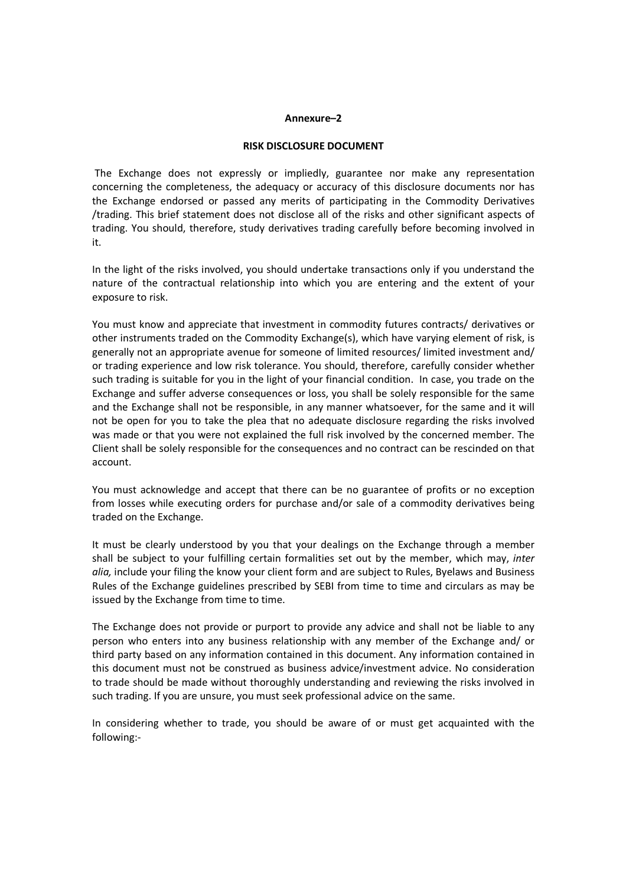**Annexure–2**

## RISK DISCLOSURE DOCUMENT

The Exchange does not expressly or impliedly, guarantee nor make any representation concerning the completeness, the adequacy or accuracy of this disclosure documents nor has the Exchange endorsed or passed any merits of participating in the Commodity Derivatives /trading. This brief statement does not disclose all of the risks and other significant aspects of trading. You should, therefore, study derivatives trading carefully before becoming involved in it.

In the light of the risks involved, you should undertake transactions only if you understand the nature of the contractual relationship into which you are entering and the extent of your exposure to risk.

You must know and appreciate that investment in commodity futures contracts/ derivatives or other instruments traded on the Commodity Exchange(s), which have varying element of risk, is generally not an appropriate avenue for someone of limited resources/ limited investment and/ or trading experience and low risk tolerance. You should, therefore, carefully consider whether such trading is suitable for you in the light of your financial condition. In case, you trade on the Exchange and suffer adverse consequences or loss, you shall be solely responsible for the same and the Exchange shall not be responsible, in any manner whatsoever, for the same and it will not be open for you to take the plea that no adequate disclosure regarding the risks involved was made or that you were not explained the full risk involved by the concerned member. The Client shall be solely responsible for the consequences and no contract can be rescinded on that account.

You must acknowledge and accept that there can be no guarantee of profits or no exception from losses while executing orders for purchase and/or sale of a commodity derivatives being traded on the Exchange.

It must be clearly understood by you that your dealings on the Exchange through a member shall be subject to your fulfilling certain formalities set out by the member, which may, *inter alia,* include your filing the know your client form and are subject to Rules, Byelaws and Business Rules of the Exchange guidelines prescribed by SEBI from time to time and circulars as may be issued by the Exchange from time to time.

The Exchange does not provide or purport to provide any advice and shall not be liable to any person who enters into any business relationship with any member of the Exchange and/ or third party based on any information contained in this document. Any information contained in this document must not be construed as business advice/investment advice. No consideration to trade should be made without thoroughly understanding and reviewing the risks involved in such trading. If you are unsure, you must seek professional advice on the same.

In considering whether to trade, you should be aware of or must get acquainted with the following:-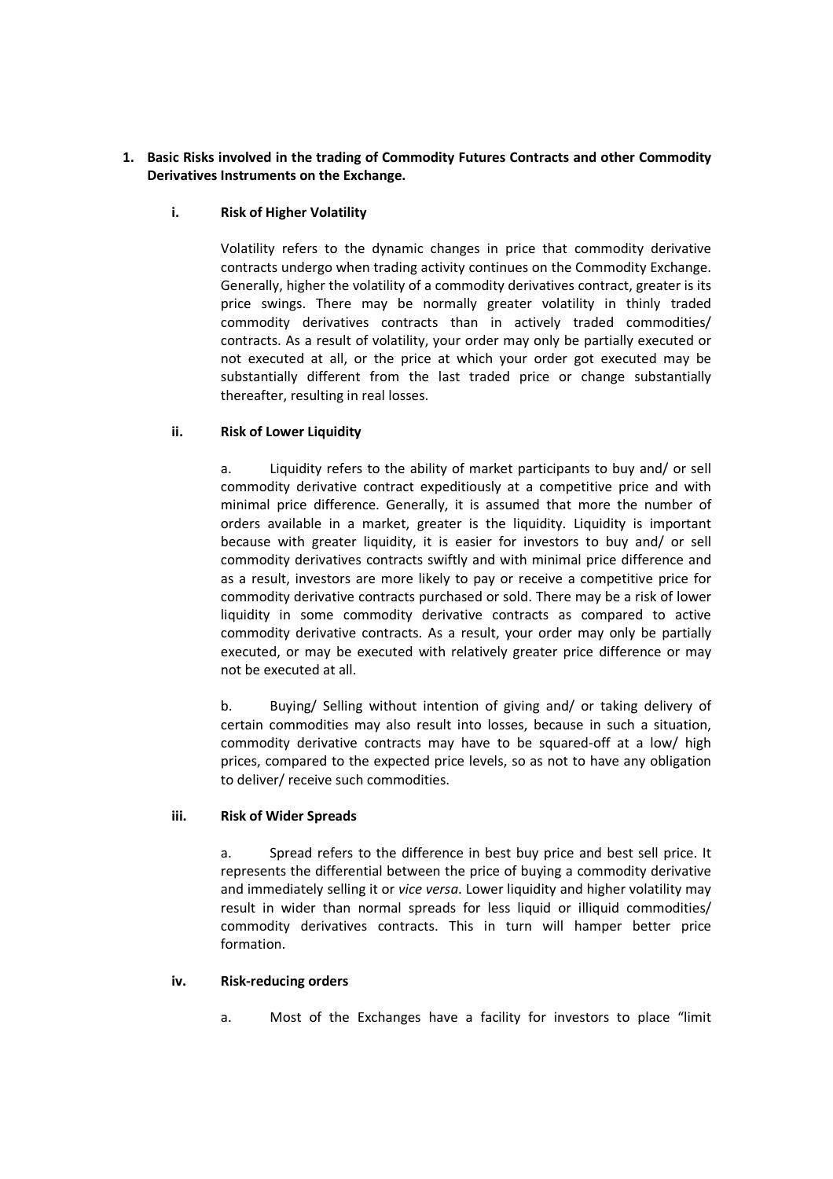**1. Basic Risks involved in the trading of Commodity Futures Contracts and other Commodity Derivatives Instruments on the Exchange.**

**i. Risk of Higher Volatility**

Volatility refers to the dynamic changes in price that commodity derivative contracts undergo when trading activity continues on the Commodity Exchange. Generally, higher the volatility of a commodity derivatives contract, greater is its price swings. There may be normally greater volatility in thinly traded commodity derivatives contracts than in actively traded commodities/ contracts. As a result of volatility, your order may only be partially executed or not executed at all, or the price at which your order got executed may be substantially different from the last traded price or change substantially thereafter, resulting in real losses.

**ii. Risk of Lower Liquidity**

a. Liquidity refers to the ability of market participants to buy and/ or sell commodity derivative contract expeditiously at a competitive price and with minimal price difference. Generally, it is assumed that more the number of orders available in a market, greater is the liquidity. Liquidity is important because with greater liquidity, it is easier for investors to buy and/ or sell commodity derivatives contracts swiftly and with minimal price difference and as a result, investors are more likely to pay or receive a competitive price for commodity derivative contracts purchased or sold. There may be a risk of lower liquidity in some commodity derivative contracts as compared to active commodity derivative contracts. As a result, your order may only be partially executed, or may be executed with relatively greater price difference or may not be executed at all.

b. Buying/ Selling without intention of giving and/ or taking delivery of certain commodities may also result into losses, because in such a situation, commodity derivative contracts may have to be squared-off at a low/ high prices, compared to the expected price levels, so as not to have any obligation to deliver/ receive such commodities.

**iii. Risk of Wider Spreads**

a. Spread refers to the difference in best buy price and best sell price. It represents the differential between the price of buying a commodity derivative and immediately selling it or *vice versa*. Lower liquidity and higher volatility may result in wider than normal spreads for less liquid or illiquid commodities/ commodity derivatives contracts. This in turn will hamper better price formation.

**iv. Risk-reducing orders**

a. Most of the Exchanges have a facility for investors to place "limit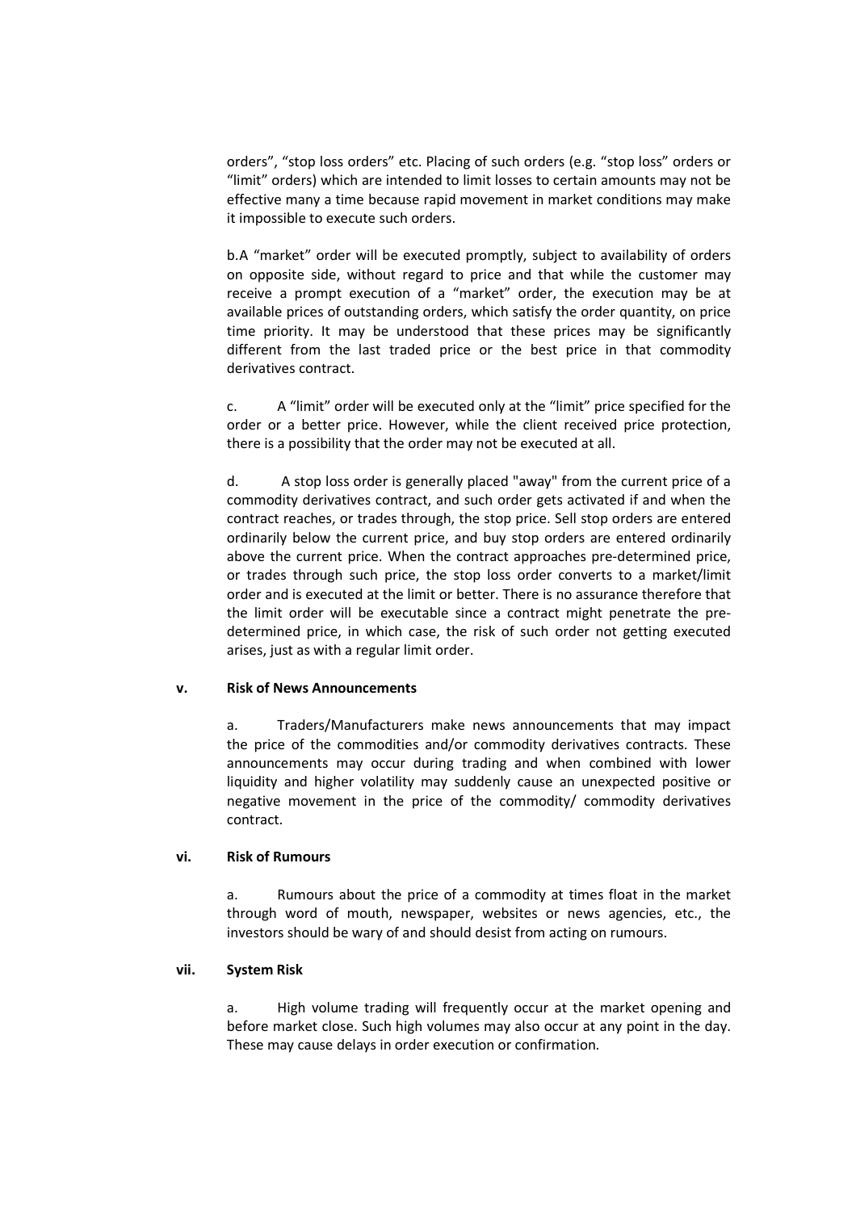orders", "stop loss orders" etc. Placing of such orders (e.g. "stop loss" orders or "limit" orders) which are intended to limit losses to certain amounts may not be effective many a time because rapid movement in market conditions may make it impossible to execute such orders.

b.A "market" order will be executed promptly, subject to availability of orders on opposite side, without regard to price and that while the customer may receive a prompt execution of a "market" order, the execution may be at available prices of outstanding orders, which satisfy the order quantity, on price time priority. It may be understood that these prices may be significantly different from the last traded price or the best price in that commodity derivatives contract.

c. A "limit" order will be executed only at the "limit" price specified for the order or a better price. However, while the client received price protection, there is a possibility that the order may not be executed at all.

d. A stop loss order is generally placed "away" from the current price of a commodity derivatives contract, and such order gets activated if and when the contract reaches, or trades through, the stop price. Sell stop orders are entered ordinarily below the current price, and buy stop orders are entered ordinarily above the current price. When the contract approaches pre-determined price, or trades through such price, the stop loss order converts to a market/limit order and is executed at the limit or better. There is no assurance therefore that the limit order will be executable since a contract might penetrate the pre-determined price, in which case, the risk of such order not getting executed arises, just as with a regular limit order.

**v. Risk of News Announcements**

a. Traders/Manufacturers make news announcements that may impact the price of the commodities and/or commodity derivatives contracts. These announcements may occur during trading and when combined with lower liquidity and higher volatility may suddenly cause an unexpected positive or negative movement in the price of the commodity/ commodity derivatives contract.

**vi. Risk of Rumours**

a. Rumours about the price of a commodity at times float in the market through word of mouth, newspaper, websites or news agencies, etc., the investors should be wary of and should desist from acting on rumours.

**vii. System Risk**

a. High volume trading will frequently occur at the market opening and before market close. Such high volumes may also occur at any point in the day. These may cause delays in order execution or confirmation.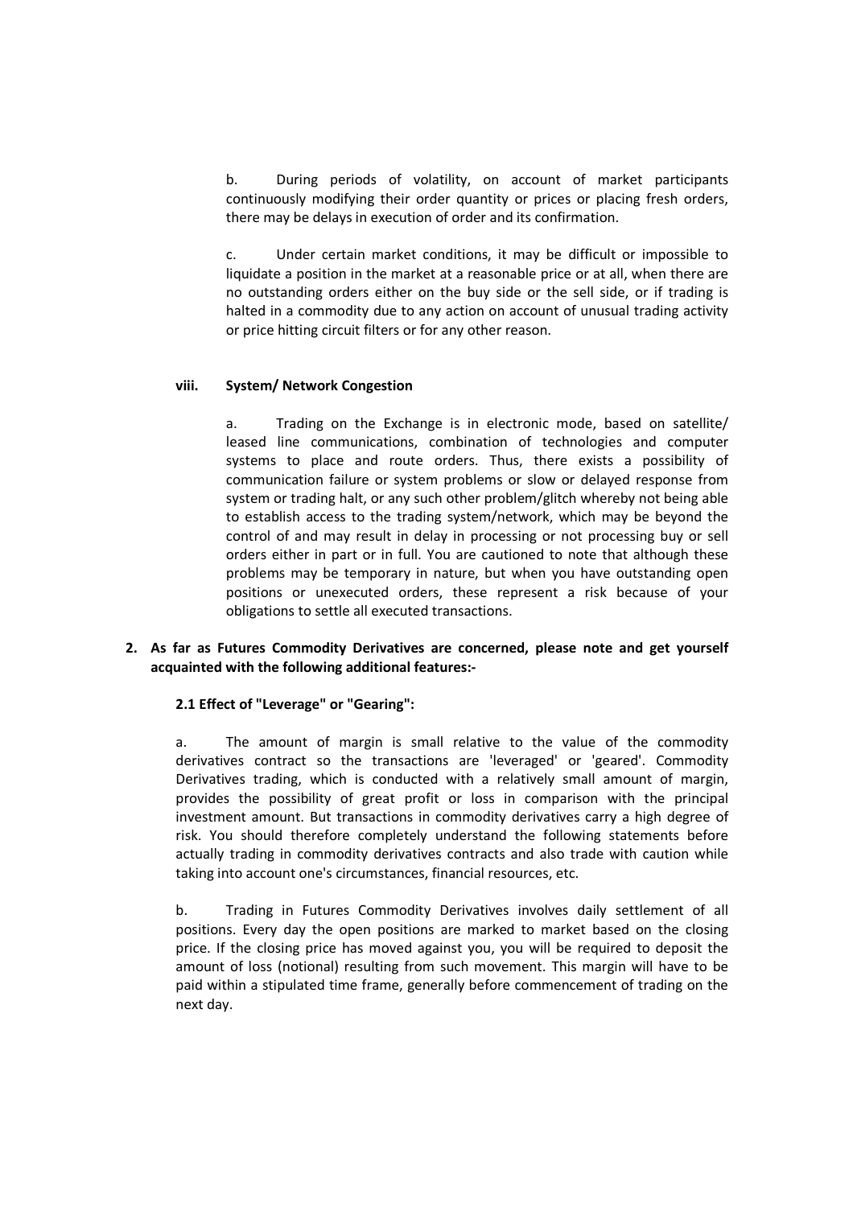b. During periods of volatility, on account of market participants continuously modifying their order quantity or prices or placing fresh orders, there may be delays in execution of order and its confirmation.

c. Under certain market conditions, it may be difficult or impossible to liquidate a position in the market at a reasonable price or at all, when there are no outstanding orders either on the buy side or the sell side, or if trading is halted in a commodity due to any action on account of unusual trading activity or price hitting circuit filters or for any other reason.

#### viii. System/ Network Congestion

a. Trading on the Exchange is in electronic mode, based on satellite/ leased line communications, combination of technologies and computer systems to place and route orders. Thus, there exists a possibility of communication failure or system problems or slow or delayed response from system or trading halt, or any such other problem/glitch whereby not being able to establish access to the trading system/network, which may be beyond the control of and may result in delay in processing or not processing buy or sell orders either in part or in full. You are cautioned to note that although these problems may be temporary in nature, but when you have outstanding open positions or unexecuted orders, these represent a risk because of your obligations to settle all executed transactions.

### 2. As far as Futures Commodity Derivatives are concerned, please note and get yourself acquainted with the following additional features:-

#### 2.1 Effect of "Leverage" or "Gearing":

a. The amount of margin is small relative to the value of the commodity derivatives contract so the transactions are 'leveraged' or 'geared'. Commodity Derivatives trading, which is conducted with a relatively small amount of margin, provides the possibility of great profit or loss in comparison with the principal investment amount. But transactions in commodity derivatives carry a high degree of risk. You should therefore completely understand the following statements before actually trading in commodity derivatives contracts and also trade with caution while taking into account one's circumstances, financial resources, etc.

b. Trading in Futures Commodity Derivatives involves daily settlement of all positions. Every day the open positions are marked to market based on the closing price. If the closing price has moved against you, you will be required to deposit the amount of loss (notional) resulting from such movement. This margin will have to be paid within a stipulated time frame, generally before commencement of trading on the next day.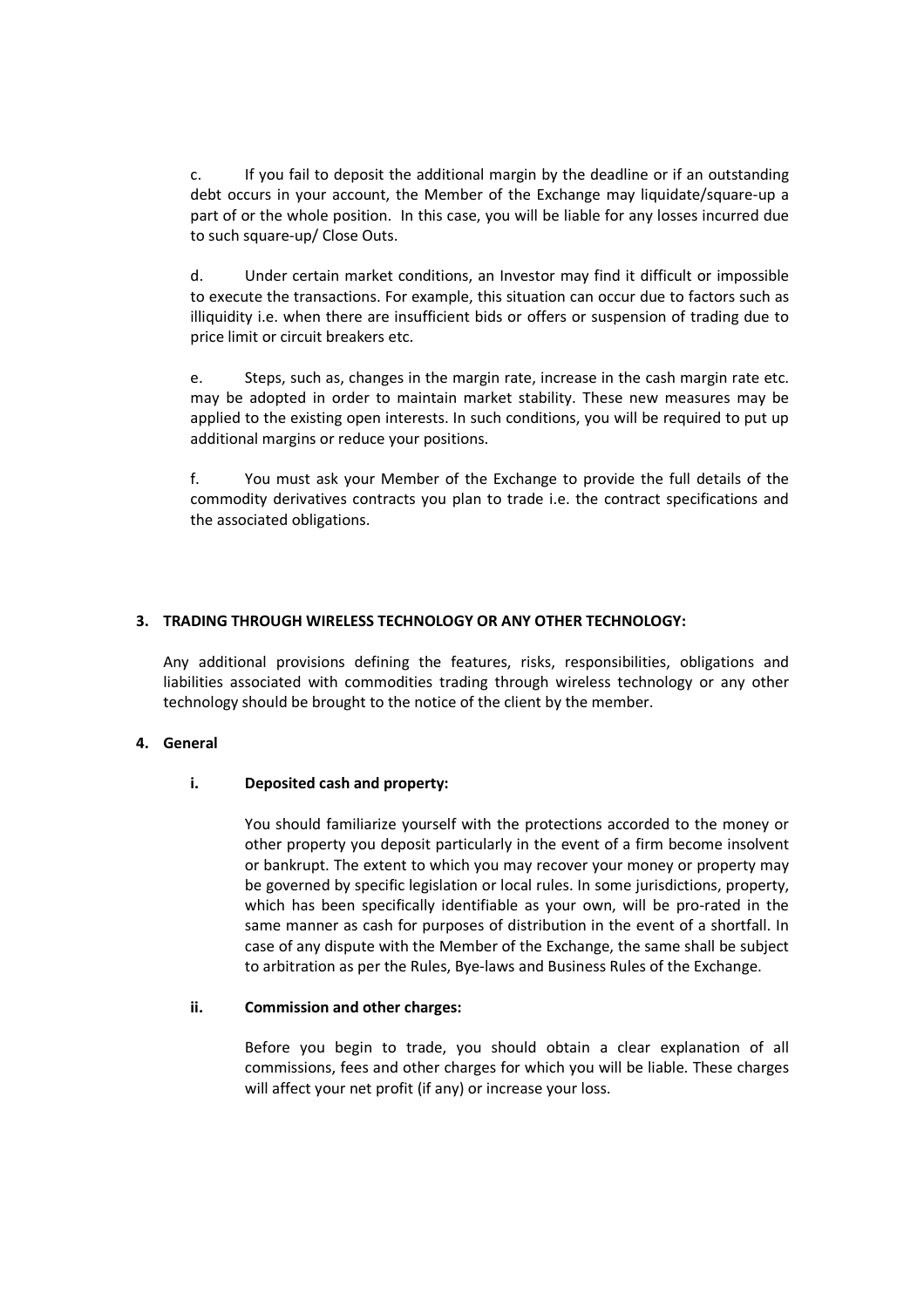c. If you fail to deposit the additional margin by the deadline or if an outstanding debt occurs in your account, the Member of the Exchange may liquidate/square-up a part of or the whole position. In this case, you will be liable for any losses incurred due to such square-up/ Close Outs.

d. Under certain market conditions, an Investor may find it difficult or impossible to execute the transactions. For example, this situation can occur due to factors such as illiquidity i.e. when there are insufficient bids or offers or suspension of trading due to price limit or circuit breakers etc.

e. Steps, such as, changes in the margin rate, increase in the cash margin rate etc. may be adopted in order to maintain market stability. These new measures may be applied to the existing open interests. In such conditions, you will be required to put up additional margins or reduce your positions.

f. You must ask your Member of the Exchange to provide the full details of the commodity derivatives contracts you plan to trade i.e. the contract specifications and the associated obligations.

## 3. TRADING THROUGH WIRELESS TECHNOLOGY OR ANY OTHER TECHNOLOGY:

Any additional provisions defining the features, risks, responsibilities, obligations and liabilities associated with commodities trading through wireless technology or any other technology should be brought to the notice of the client by the member.

## 4. General

### i. Deposited cash and property:

You should familiarize yourself with the protections accorded to the money or other property you deposit particularly in the event of a firm become insolvent or bankrupt. The extent to which you may recover your money or property may be governed by specific legislation or local rules. In some jurisdictions, property, which has been specifically identifiable as your own, will be pro-rated in the same manner as cash for purposes of distribution in the event of a shortfall. In case of any dispute with the Member of the Exchange, the same shall be subject to arbitration as per the Rules, Bye-laws and Business Rules of the Exchange.

### ii. Commission and other charges:

Before you begin to trade, you should obtain a clear explanation of all commissions, fees and other charges for which you will be liable. These charges will affect your net profit (if any) or increase your loss.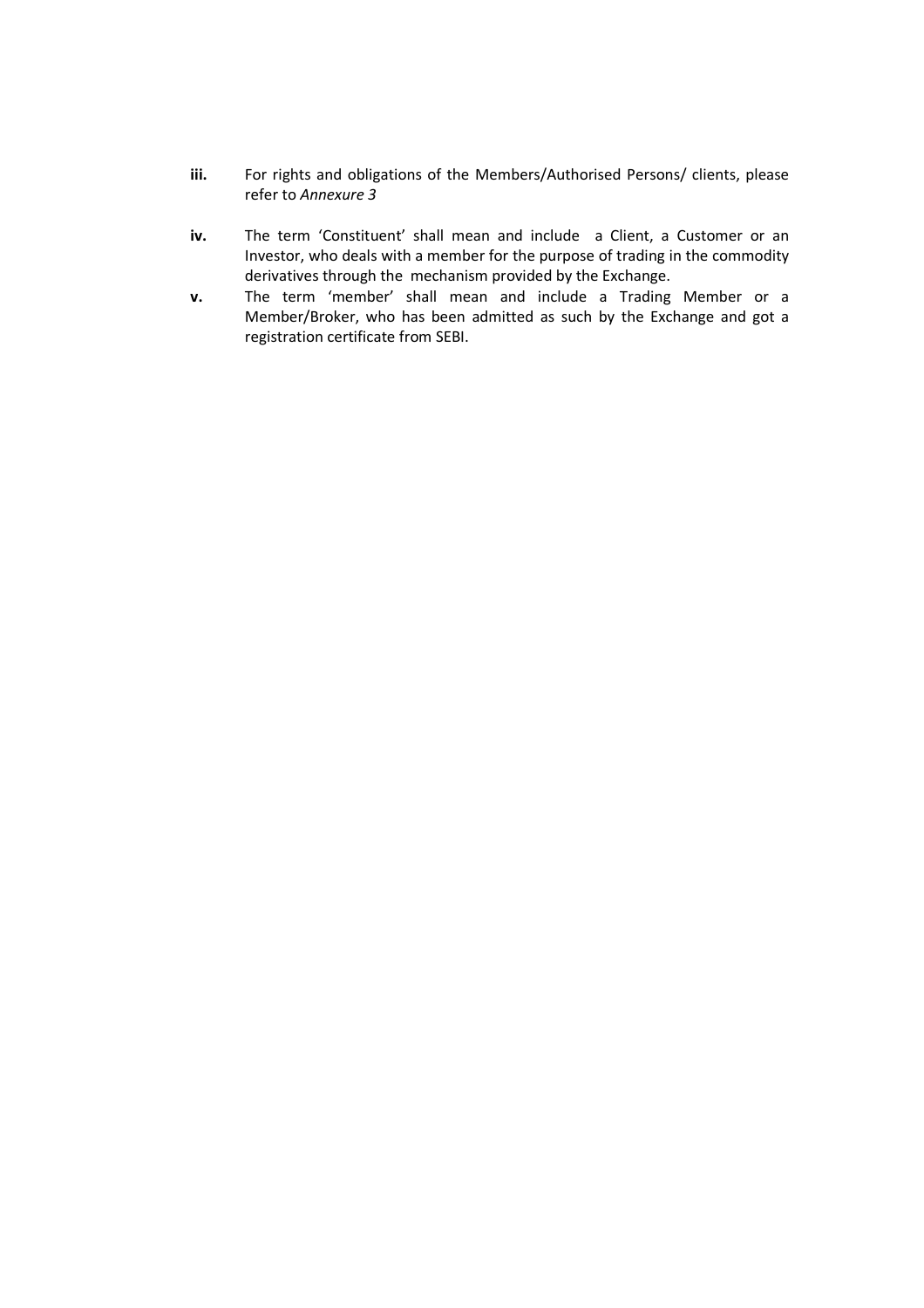**iii.** For rights and obligations of the Members/Authorised Persons/ clients, please refer to *Annexure 3*

**iv.** The term 'Constituent' shall mean and include a Client, a Customer or an Investor, who deals with a member for the purpose of trading in the commodity derivatives through the mechanism provided by the Exchange.

**v.** The term 'member' shall mean and include a Trading Member or a Member/Broker, who has been admitted as such by the Exchange and got a registration certificate from SEBI.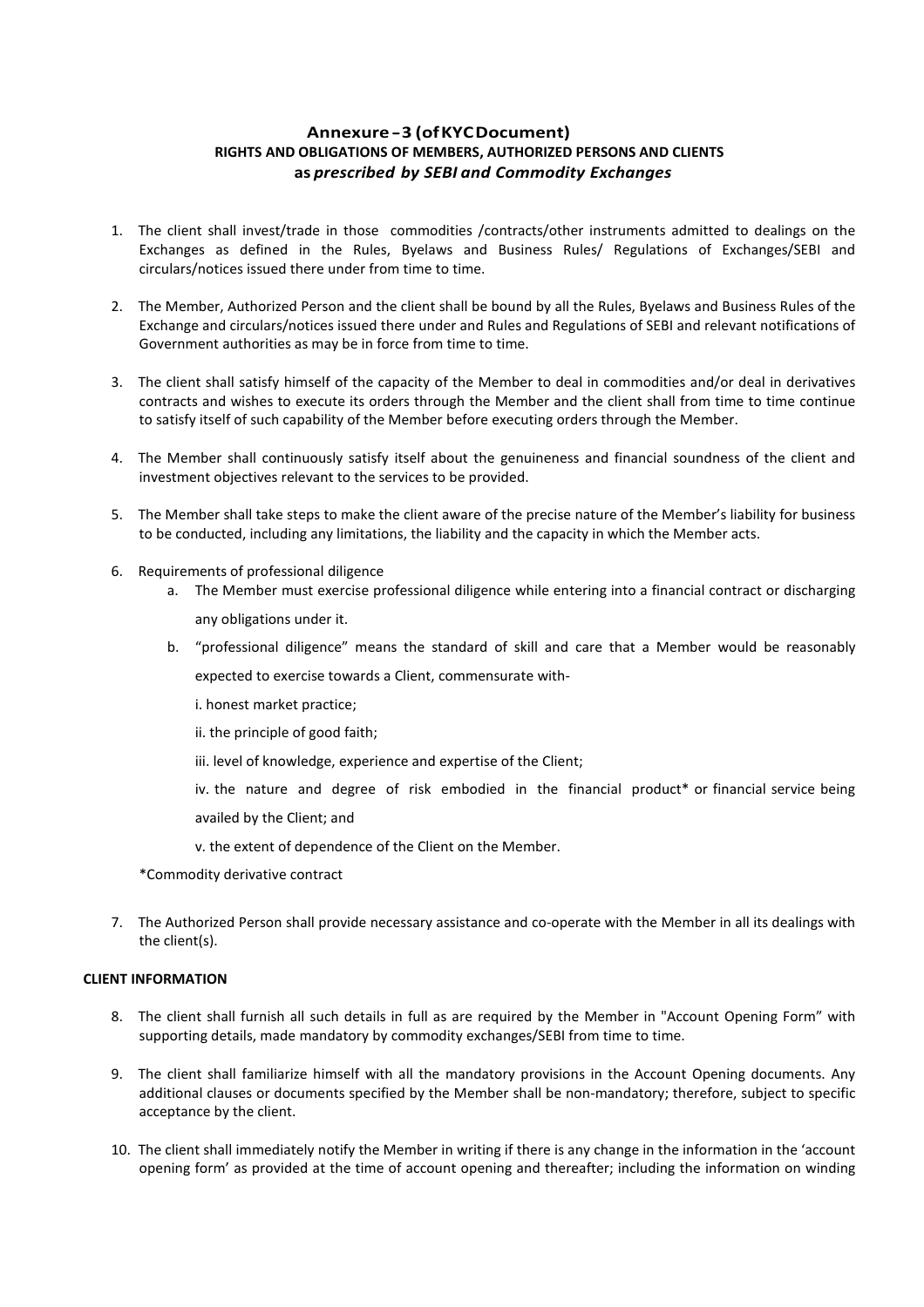# Annexure – 3 (of KYC Document)

## RIGHTS AND OBLIGATIONS OF MEMBERS, AUTHORIZED PERSONS AND CLIENTS as *prescribed by SEBI and Commodity Exchanges*

1. The client shall invest/trade in those commodities /contracts/other instruments admitted to dealings on the Exchanges as defined in the Rules, Byelaws and Business Rules/ Regulations of Exchanges/SEBI and circulars/notices issued there under from time to time.

2. The Member, Authorized Person and the client shall be bound by all the Rules, Byelaws and Business Rules of the Exchange and circulars/notices issued there under and Rules and Regulations of SEBI and relevant notifications of Government authorities as may be in force from time to time.

3. The client shall satisfy himself of the capacity of the Member to deal in commodities and/or deal in derivatives contracts and wishes to execute its orders through the Member and the client shall from time to time continue to satisfy itself of such capability of the Member before executing orders through the Member.

4. The Member shall continuously satisfy itself about the genuineness and financial soundness of the client and investment objectives relevant to the services to be provided.

5. The Member shall take steps to make the client aware of the precise nature of the Member's liability for business to be conducted, including any limitations, the liability and the capacity in which the Member acts.

6. Requirements of professional diligence
   a. The Member must exercise professional diligence while entering into a financial contract or discharging any obligations under it.
   b. "professional diligence" means the standard of skill and care that a Member would be reasonably expected to exercise towards a Client, commensurate with-

      i. honest market practice;

      ii. the principle of good faith;

      iii. level of knowledge, experience and expertise of the Client;

      iv. the nature and degree of risk embodied in the financial product* or financial service being availed by the Client; and

      v. the extent of dependence of the Client on the Member.

   *Commodity derivative contract

7. The Authorized Person shall provide necessary assistance and co-operate with the Member in all its dealings with the client(s).

**CLIENT INFORMATION**

8. The client shall furnish all such details in full as are required by the Member in "Account Opening Form" with supporting details, made mandatory by commodity exchanges/SEBI from time to time.

9. The client shall familiarize himself with all the mandatory provisions in the Account Opening documents. Any additional clauses or documents specified by the Member shall be non-mandatory; therefore, subject to specific acceptance by the client.

10. The client shall immediately notify the Member in writing if there is any change in the information in the 'account opening form' as provided at the time of account opening and thereafter; including the information on winding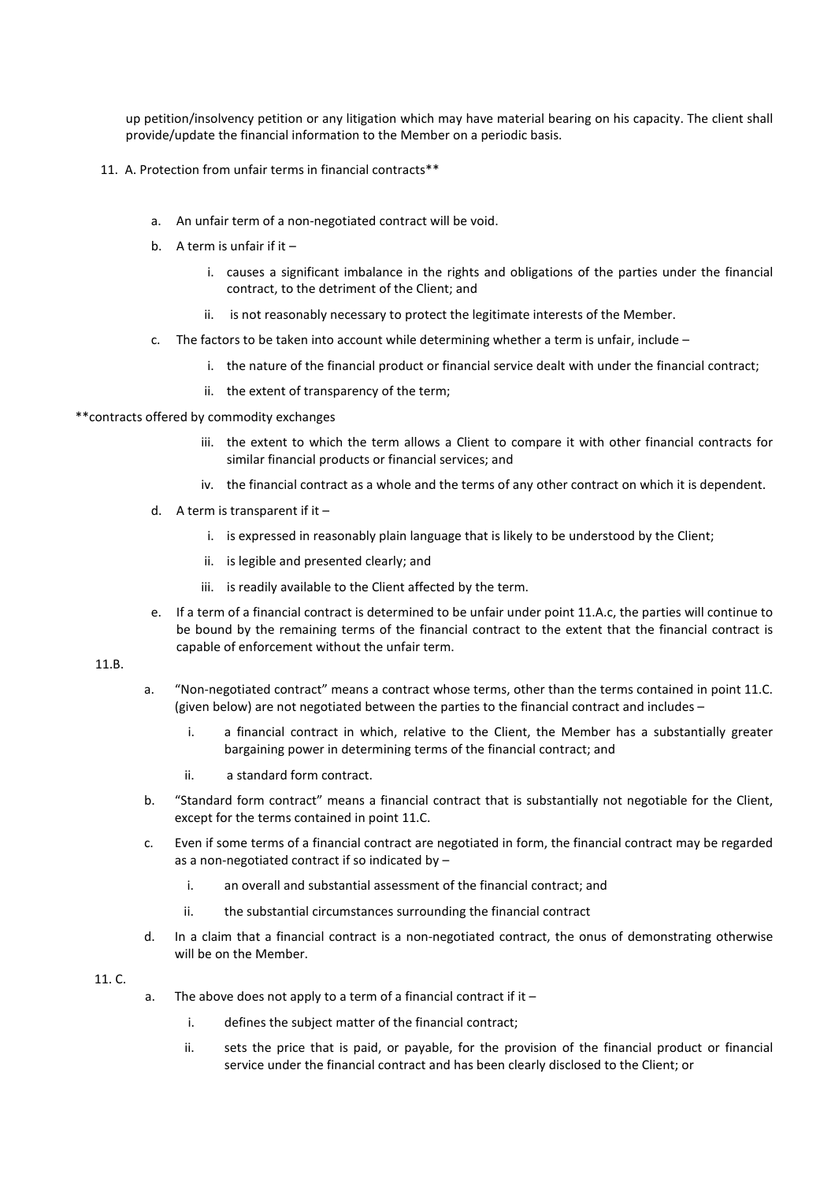up petition/insolvency petition or any litigation which may have material bearing on his capacity. The client shall provide/update the financial information to the Member on a periodic basis.

11. A. Protection from unfair terms in financial contracts**

   a. An unfair term of a non-negotiated contract will be void.

   b. A term is unfair if it –

      i. causes a significant imbalance in the rights and obligations of the parties under the financial contract, to the detriment of the Client; and

      ii. is not reasonably necessary to protect the legitimate interests of the Member.

   c. The factors to be taken into account while determining whether a term is unfair, include –

      i. the nature of the financial product or financial service dealt with under the financial contract;

      ii. the extent of transparency of the term;

**contracts offered by commodity exchanges

      iii. the extent to which the term allows a Client to compare it with other financial contracts for similar financial products or financial services; and

      iv. the financial contract as a whole and the terms of any other contract on which it is dependent.

   d. A term is transparent if it –

      i. is expressed in reasonably plain language that is likely to be understood by the Client;

      ii. is legible and presented clearly; and

      iii. is readily available to the Client affected by the term.

   e. If a term of a financial contract is determined to be unfair under point 11.A.c, the parties will continue to be bound by the remaining terms of the financial contract to the extent that the financial contract is capable of enforcement without the unfair term.

11.B.

   a. "Non-negotiated contract" means a contract whose terms, other than the terms contained in point 11.C. (given below) are not negotiated between the parties to the financial contract and includes –

      i. a financial contract in which, relative to the Client, the Member has a substantially greater bargaining power in determining terms of the financial contract; and

      ii. a standard form contract.

   b. "Standard form contract" means a financial contract that is substantially not negotiable for the Client, except for the terms contained in point 11.C.

   c. Even if some terms of a financial contract are negotiated in form, the financial contract may be regarded as a non-negotiated contract if so indicated by –

      i. an overall and substantial assessment of the financial contract; and

      ii. the substantial circumstances surrounding the financial contract

   d. In a claim that a financial contract is a non-negotiated contract, the onus of demonstrating otherwise will be on the Member.

11. C.

   a. The above does not apply to a term of a financial contract if it –

      i. defines the subject matter of the financial contract;

      ii. sets the price that is paid, or payable, for the provision of the financial product or financial service under the financial contract and has been clearly disclosed to the Client; or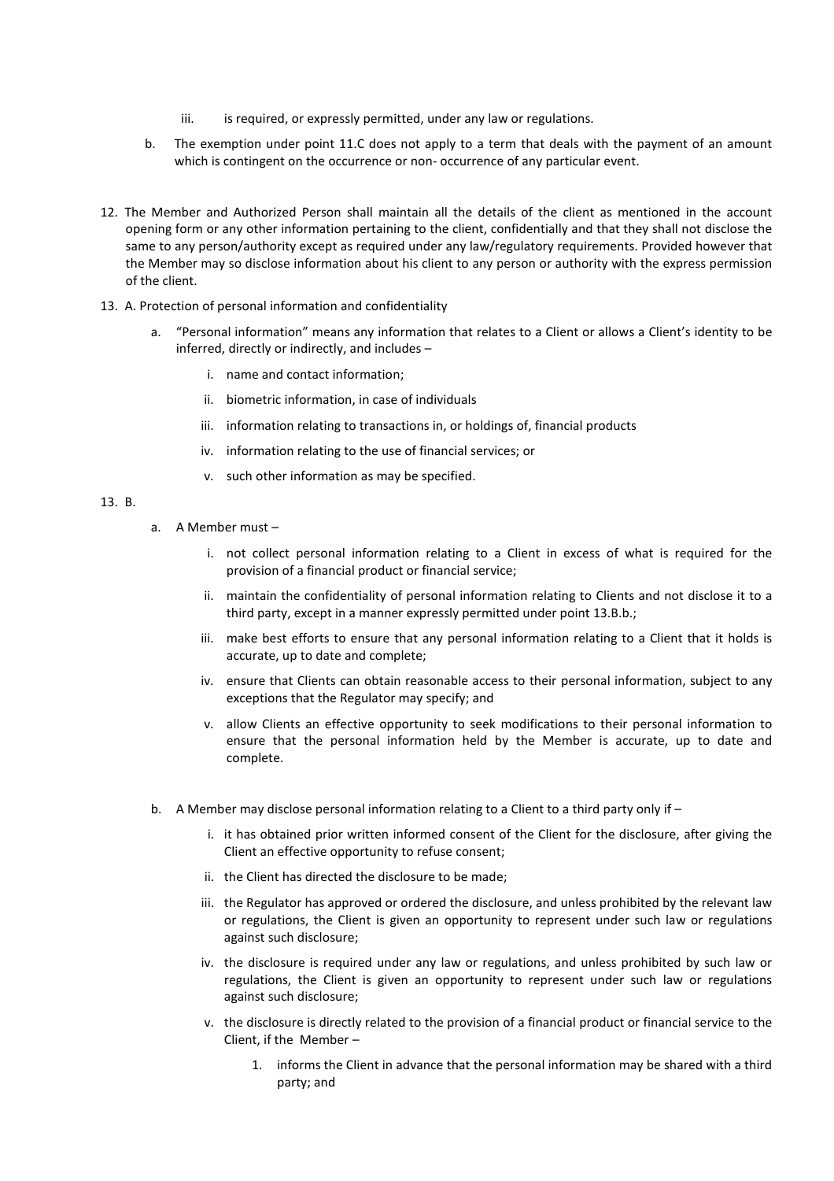iii. is required, or expressly permitted, under any law or regulations.

b. The exemption under point 11.C does not apply to a term that deals with the payment of an amount which is contingent on the occurrence or non- occurrence of any particular event.

12. The Member and Authorized Person shall maintain all the details of the client as mentioned in the account opening form or any other information pertaining to the client, confidentially and that they shall not disclose the same to any person/authority except as required under any law/regulatory requirements. Provided however that the Member may so disclose information about his client to any person or authority with the express permission of the client.

13. A. Protection of personal information and confidentiality

   a. "Personal information" means any information that relates to a Client or allows a Client's identity to be inferred, directly or indirectly, and includes –

      i. name and contact information;
      ii. biometric information, in case of individuals
      iii. information relating to transactions in, or holdings of, financial products
      iv. information relating to the use of financial services; or
      v. such other information as may be specified.

13. B.

   a. A Member must –

      i. not collect personal information relating to a Client in excess of what is required for the provision of a financial product or financial service;
      ii. maintain the confidentiality of personal information relating to Clients and not disclose it to a third party, except in a manner expressly permitted under point 13.B.b.;
      iii. make best efforts to ensure that any personal information relating to a Client that it holds is accurate, up to date and complete;
      iv. ensure that Clients can obtain reasonable access to their personal information, subject to any exceptions that the Regulator may specify; and
      v. allow Clients an effective opportunity to seek modifications to their personal information to ensure that the personal information held by the Member is accurate, up to date and complete.

   b. A Member may disclose personal information relating to a Client to a third party only if –

      i. it has obtained prior written informed consent of the Client for the disclosure, after giving the Client an effective opportunity to refuse consent;
      ii. the Client has directed the disclosure to be made;
      iii. the Regulator has approved or ordered the disclosure, and unless prohibited by the relevant law or regulations, the Client is given an opportunity to represent under such law or regulations against such disclosure;
      iv. the disclosure is required under any law or regulations, and unless prohibited by such law or regulations, the Client is given an opportunity to represent under such law or regulations against such disclosure;
      v. the disclosure is directly related to the provision of a financial product or financial service to the Client, if the Member –

         1. informs the Client in advance that the personal information may be shared with a third party; and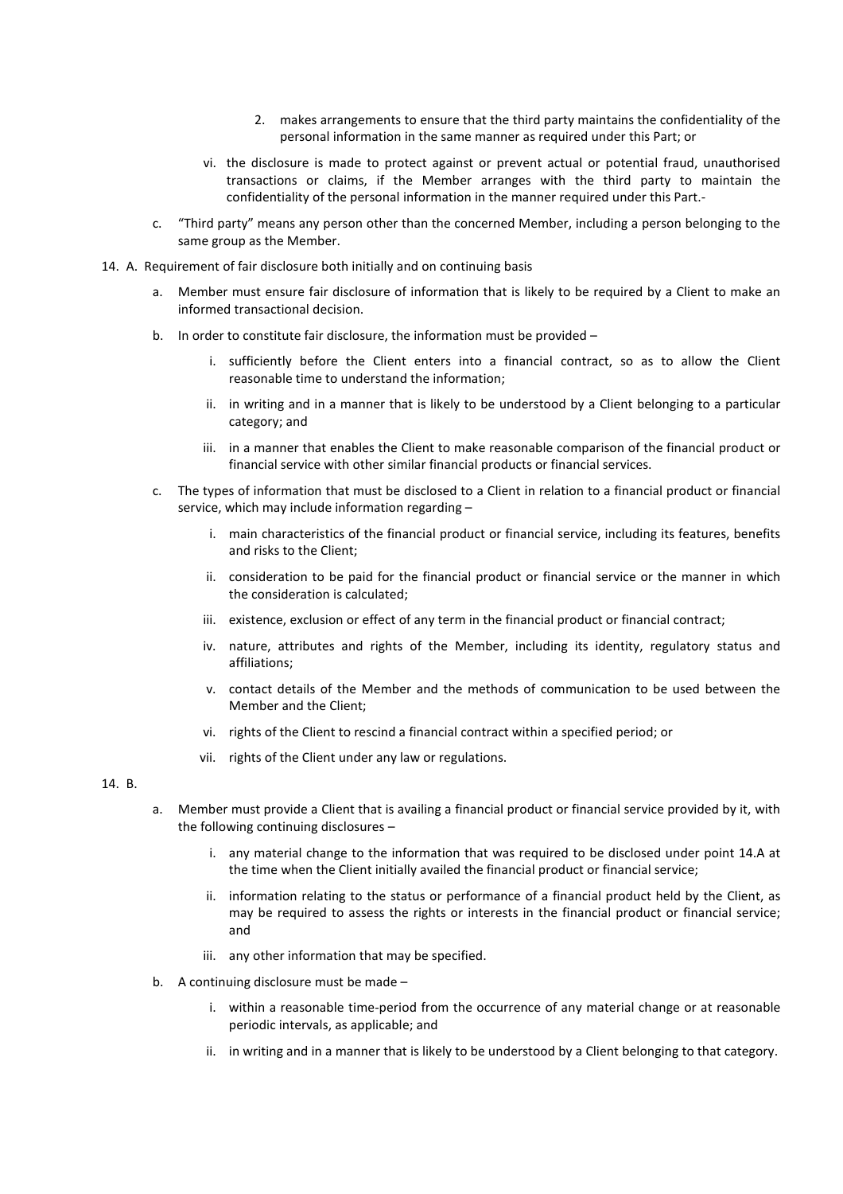2. makes arrangements to ensure that the third party maintains the confidentiality of the personal information in the same manner as required under this Part; or

vi. the disclosure is made to protect against or prevent actual or potential fraud, unauthorised transactions or claims, if the Member arranges with the third party to maintain the confidentiality of the personal information in the manner required under this Part.-

c. "Third party" means any person other than the concerned Member, including a person belonging to the same group as the Member.

14. A. Requirement of fair disclosure both initially and on continuing basis

a. Member must ensure fair disclosure of information that is likely to be required by a Client to make an informed transactional decision.

b. In order to constitute fair disclosure, the information must be provided –

i. sufficiently before the Client enters into a financial contract, so as to allow the Client reasonable time to understand the information;

ii. in writing and in a manner that is likely to be understood by a Client belonging to a particular category; and

iii. in a manner that enables the Client to make reasonable comparison of the financial product or financial service with other similar financial products or financial services.

c. The types of information that must be disclosed to a Client in relation to a financial product or financial service, which may include information regarding –

i. main characteristics of the financial product or financial service, including its features, benefits and risks to the Client;

ii. consideration to be paid for the financial product or financial service or the manner in which the consideration is calculated;

iii. existence, exclusion or effect of any term in the financial product or financial contract;

iv. nature, attributes and rights of the Member, including its identity, regulatory status and affiliations;

v. contact details of the Member and the methods of communication to be used between the Member and the Client;

vi. rights of the Client to rescind a financial contract within a specified period; or

vii. rights of the Client under any law or regulations.

14. B.

a. Member must provide a Client that is availing a financial product or financial service provided by it, with the following continuing disclosures –

i. any material change to the information that was required to be disclosed under point 14.A at the time when the Client initially availed the financial product or financial service;

ii. information relating to the status or performance of a financial product held by the Client, as may be required to assess the rights or interests in the financial product or financial service; and

iii. any other information that may be specified.

b. A continuing disclosure must be made –

i. within a reasonable time-period from the occurrence of any material change or at reasonable periodic intervals, as applicable; and

ii. in writing and in a manner that is likely to be understood by a Client belonging to that category.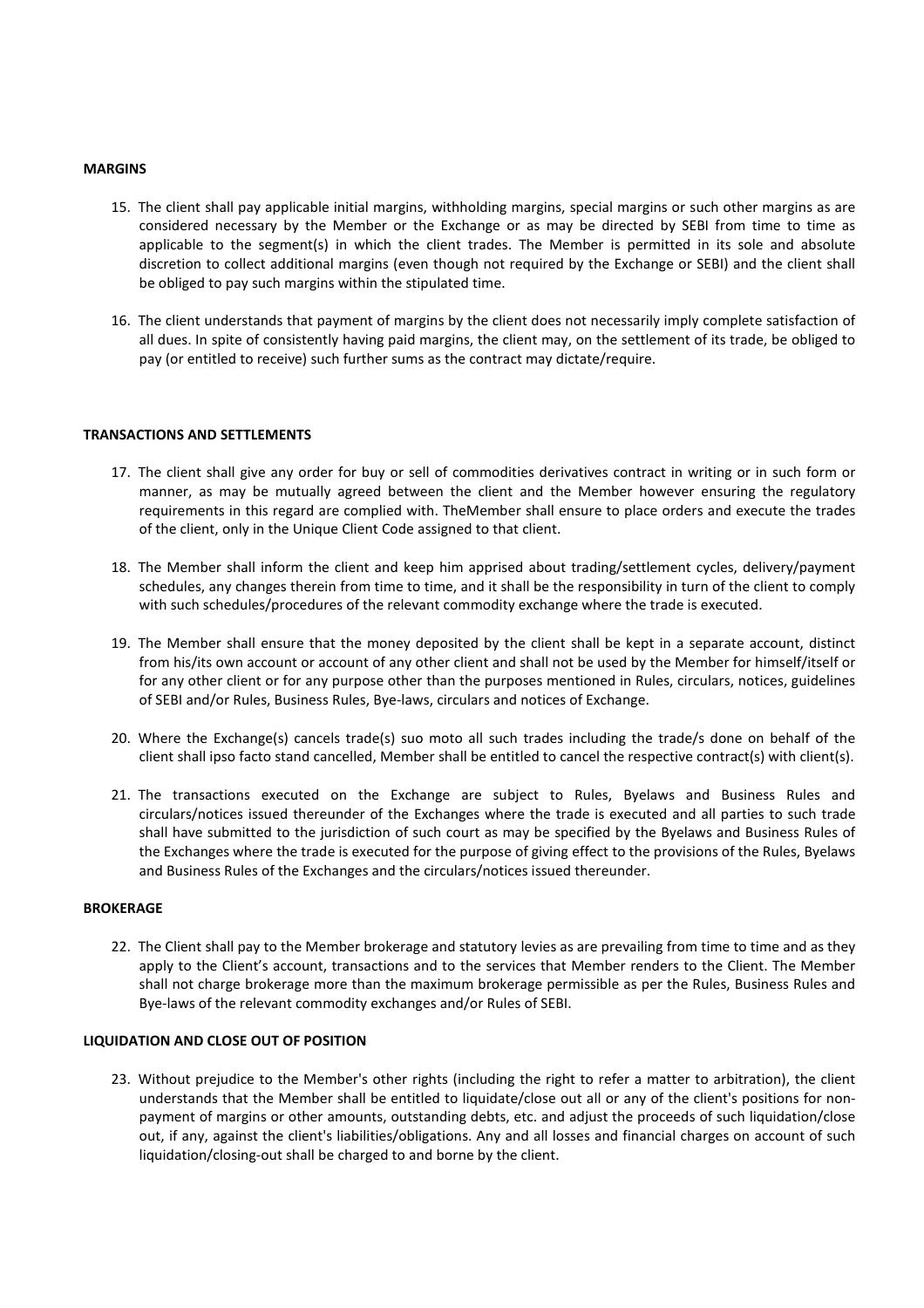**MARGINS**

15. The client shall pay applicable initial margins, withholding margins, special margins or such other margins as are considered necessary by the Member or the Exchange or as may be directed by SEBI from time to time as applicable to the segment(s) in which the client trades. The Member is permitted in its sole and absolute discretion to collect additional margins (even though not required by the Exchange or SEBI) and the client shall be obliged to pay such margins within the stipulated time.

16. The client understands that payment of margins by the client does not necessarily imply complete satisfaction of all dues. In spite of consistently having paid margins, the client may, on the settlement of its trade, be obliged to pay (or entitled to receive) such further sums as the contract may dictate/require.

**TRANSACTIONS AND SETTLEMENTS**

17. The client shall give any order for buy or sell of commodities derivatives contract in writing or in such form or manner, as may be mutually agreed between the client and the Member however ensuring the regulatory requirements in this regard are complied with. TheMember shall ensure to place orders and execute the trades of the client, only in the Unique Client Code assigned to that client.

18. The Member shall inform the client and keep him apprised about trading/settlement cycles, delivery/payment schedules, any changes therein from time to time, and it shall be the responsibility in turn of the client to comply with such schedules/procedures of the relevant commodity exchange where the trade is executed.

19. The Member shall ensure that the money deposited by the client shall be kept in a separate account, distinct from his/its own account or account of any other client and shall not be used by the Member for himself/itself or for any other client or for any purpose other than the purposes mentioned in Rules, circulars, notices, guidelines of SEBI and/or Rules, Business Rules, Bye-laws, circulars and notices of Exchange.

20. Where the Exchange(s) cancels trade(s) suo moto all such trades including the trade/s done on behalf of the client shall ipso facto stand cancelled, Member shall be entitled to cancel the respective contract(s) with client(s).

21. The transactions executed on the Exchange are subject to Rules, Byelaws and Business Rules and circulars/notices issued thereunder of the Exchanges where the trade is executed and all parties to such trade shall have submitted to the jurisdiction of such court as may be specified by the Byelaws and Business Rules of the Exchanges where the trade is executed for the purpose of giving effect to the provisions of the Rules, Byelaws and Business Rules of the Exchanges and the circulars/notices issued thereunder.

**BROKERAGE**

22. The Client shall pay to the Member brokerage and statutory levies as are prevailing from time to time and as they apply to the Client's account, transactions and to the services that Member renders to the Client. The Member shall not charge brokerage more than the maximum brokerage permissible as per the Rules, Business Rules and Bye-laws of the relevant commodity exchanges and/or Rules of SEBI.

**LIQUIDATION AND CLOSE OUT OF POSITION**

23. Without prejudice to the Member's other rights (including the right to refer a matter to arbitration), the client understands that the Member shall be entitled to liquidate/close out all or any of the client's positions for non-payment of margins or other amounts, outstanding debts, etc. and adjust the proceeds of such liquidation/close out, if any, against the client's liabilities/obligations. Any and all losses and financial charges on account of such liquidation/closing-out shall be charged to and borne by the client.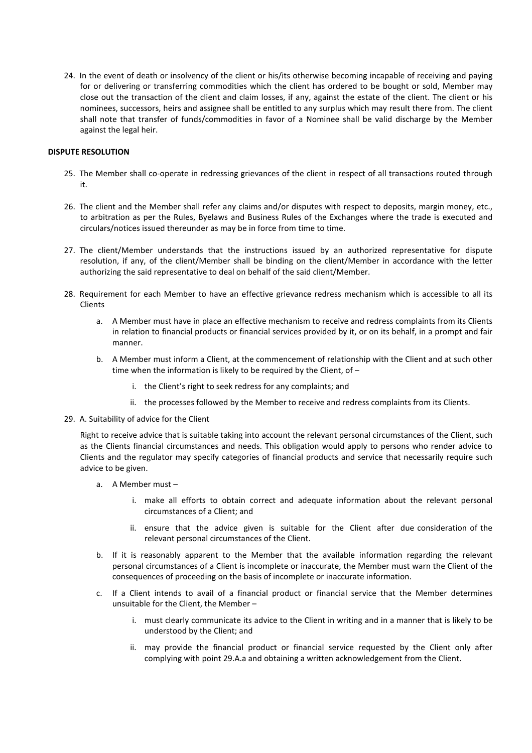24. In the event of death or insolvency of the client or his/its otherwise becoming incapable of receiving and paying for or delivering or transferring commodities which the client has ordered to be bought or sold, Member may close out the transaction of the client and claim losses, if any, against the estate of the client. The client or his nominees, successors, heirs and assignee shall be entitled to any surplus which may result there from. The client shall note that transfer of funds/commodities in favor of a Nominee shall be valid discharge by the Member against the legal heir.

**DISPUTE RESOLUTION**

25. The Member shall co-operate in redressing grievances of the client in respect of all transactions routed through it.

26. The client and the Member shall refer any claims and/or disputes with respect to deposits, margin money, etc., to arbitration as per the Rules, Byelaws and Business Rules of the Exchanges where the trade is executed and circulars/notices issued thereunder as may be in force from time to time.

27. The client/Member understands that the instructions issued by an authorized representative for dispute resolution, if any, of the client/Member shall be binding on the client/Member in accordance with the letter authorizing the said representative to deal on behalf of the said client/Member.

28. Requirement for each Member to have an effective grievance redress mechanism which is accessible to all its Clients

    a. A Member must have in place an effective mechanism to receive and redress complaints from its Clients in relation to financial products or financial services provided by it, or on its behalf, in a prompt and fair manner.

    b. A Member must inform a Client, at the commencement of relationship with the Client and at such other time when the information is likely to be required by the Client, of –

        i. the Client's right to seek redress for any complaints; and

        ii. the processes followed by the Member to receive and redress complaints from its Clients.

29. A. Suitability of advice for the Client

    Right to receive advice that is suitable taking into account the relevant personal circumstances of the Client, such as the Clients financial circumstances and needs. This obligation would apply to persons who render advice to Clients and the regulator may specify categories of financial products and service that necessarily require such advice to be given.

    a. A Member must –

        i. make all efforts to obtain correct and adequate information about the relevant personal circumstances of a Client; and

        ii. ensure that the advice given is suitable for the Client after due consideration of the relevant personal circumstances of the Client.

    b. If it is reasonably apparent to the Member that the available information regarding the relevant personal circumstances of a Client is incomplete or inaccurate, the Member must warn the Client of the consequences of proceeding on the basis of incomplete or inaccurate information.

    c. If a Client intends to avail of a financial product or financial service that the Member determines unsuitable for the Client, the Member –

        i. must clearly communicate its advice to the Client in writing and in a manner that is likely to be understood by the Client; and

        ii. may provide the financial product or financial service requested by the Client only after complying with point 29.A.a and obtaining a written acknowledgement from the Client.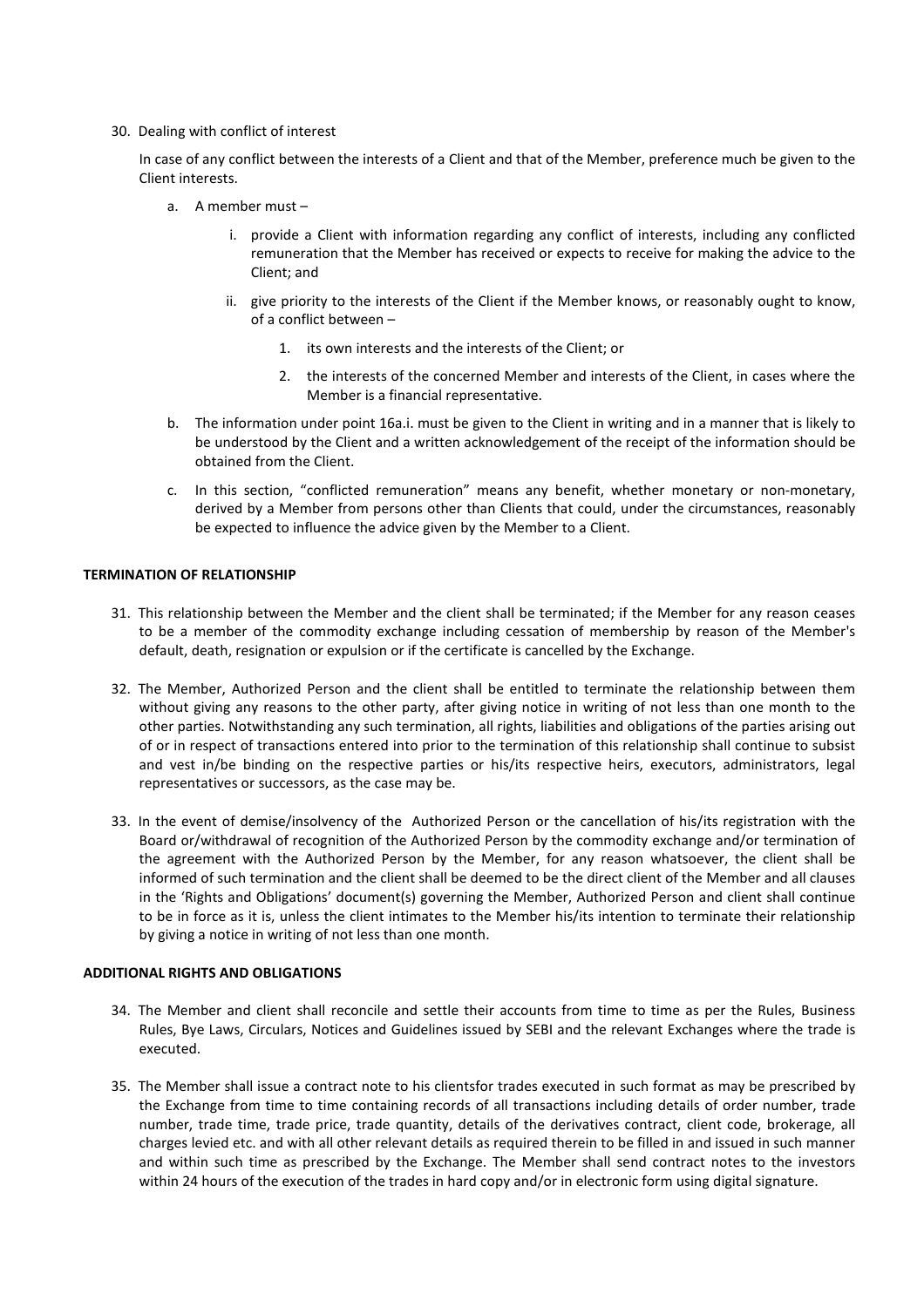30. Dealing with conflict of interest

    In case of any conflict between the interests of a Client and that of the Member, preference much be given to the Client interests.

    a. A member must –

        i. provide a Client with information regarding any conflict of interests, including any conflicted remuneration that the Member has received or expects to receive for making the advice to the Client; and

        ii. give priority to the interests of the Client if the Member knows, or reasonably ought to know, of a conflict between –

            1. its own interests and the interests of the Client; or

            2. the interests of the concerned Member and interests of the Client, in cases where the Member is a financial representative.

    b. The information under point 16a.i. must be given to the Client in writing and in a manner that is likely to be understood by the Client and a written acknowledgement of the receipt of the information should be obtained from the Client.

    c. In this section, "conflicted remuneration" means any benefit, whether monetary or non-monetary, derived by a Member from persons other than Clients that could, under the circumstances, reasonably be expected to influence the advice given by the Member to a Client.

**TERMINATION OF RELATIONSHIP**

31. This relationship between the Member and the client shall be terminated; if the Member for any reason ceases to be a member of the commodity exchange including cessation of membership by reason of the Member's default, death, resignation or expulsion or if the certificate is cancelled by the Exchange.

32. The Member, Authorized Person and the client shall be entitled to terminate the relationship between them without giving any reasons to the other party, after giving notice in writing of not less than one month to the other parties. Notwithstanding any such termination, all rights, liabilities and obligations of the parties arising out of or in respect of transactions entered into prior to the termination of this relationship shall continue to subsist and vest in/be binding on the respective parties or his/its respective heirs, executors, administrators, legal representatives or successors, as the case may be.

33. In the event of demise/insolvency of the Authorized Person or the cancellation of his/its registration with the Board or/withdrawal of recognition of the Authorized Person by the commodity exchange and/or termination of the agreement with the Authorized Person by the Member, for any reason whatsoever, the client shall be informed of such termination and the client shall be deemed to be the direct client of the Member and all clauses in the 'Rights and Obligations' document(s) governing the Member, Authorized Person and client shall continue to be in force as it is, unless the client intimates to the Member his/its intention to terminate their relationship by giving a notice in writing of not less than one month.

**ADDITIONAL RIGHTS AND OBLIGATIONS**

34. The Member and client shall reconcile and settle their accounts from time to time as per the Rules, Business Rules, Bye Laws, Circulars, Notices and Guidelines issued by SEBI and the relevant Exchanges where the trade is executed.

35. The Member shall issue a contract note to his clientsfor trades executed in such format as may be prescribed by the Exchange from time to time containing records of all transactions including details of order number, trade number, trade time, trade price, trade quantity, details of the derivatives contract, client code, brokerage, all charges levied etc. and with all other relevant details as required therein to be filled in and issued in such manner and within such time as prescribed by the Exchange. The Member shall send contract notes to the investors within 24 hours of the execution of the trades in hard copy and/or in electronic form using digital signature.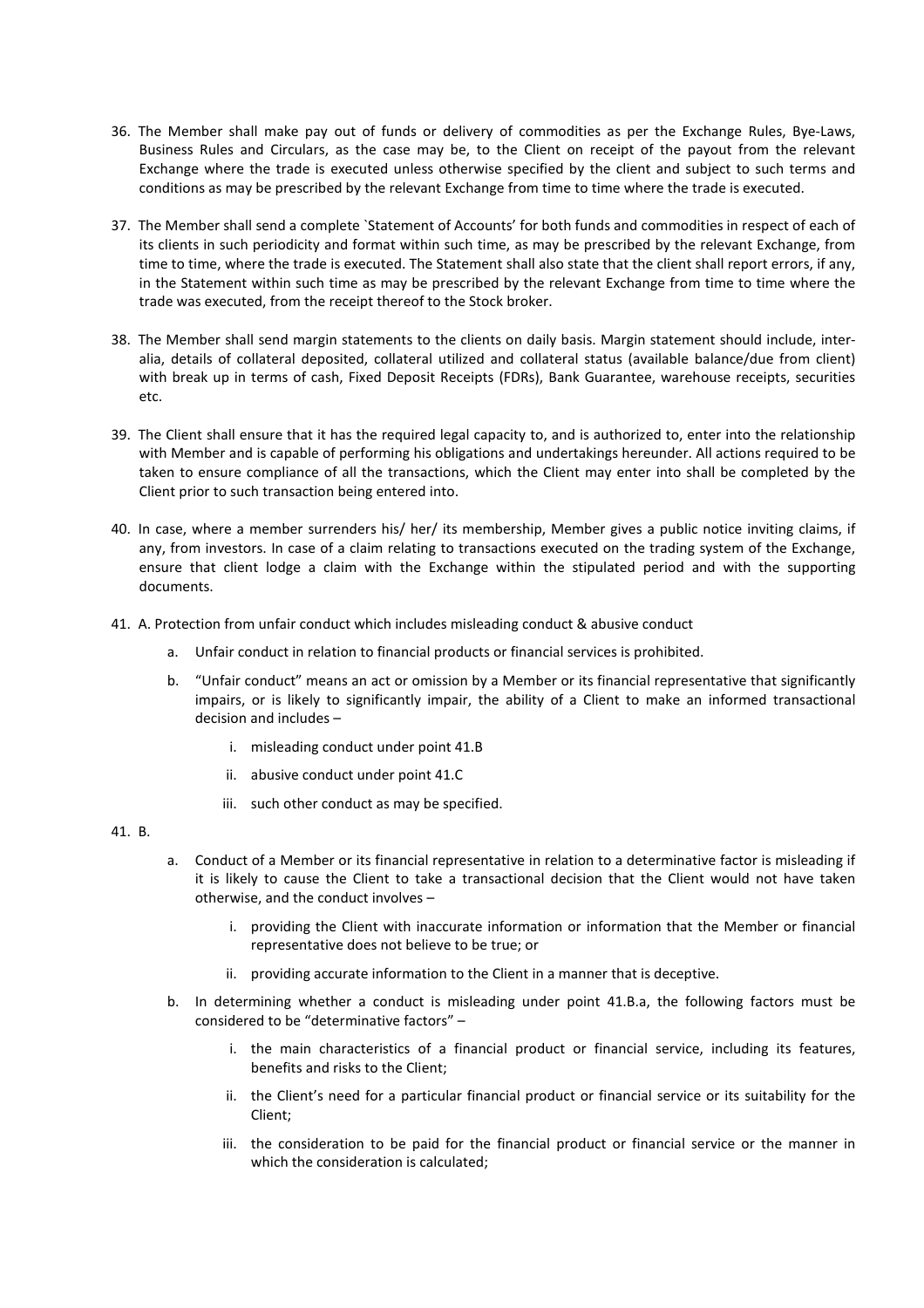36. The Member shall make pay out of funds or delivery of commodities as per the Exchange Rules, Bye-Laws, Business Rules and Circulars, as the case may be, to the Client on receipt of the payout from the relevant Exchange where the trade is executed unless otherwise specified by the client and subject to such terms and conditions as may be prescribed by the relevant Exchange from time to time where the trade is executed.

37. The Member shall send a complete `Statement of Accounts' for both funds and commodities in respect of each of its clients in such periodicity and format within such time, as may be prescribed by the relevant Exchange, from time to time, where the trade is executed. The Statement shall also state that the client shall report errors, if any, in the Statement within such time as may be prescribed by the relevant Exchange from time to time where the trade was executed, from the receipt thereof to the Stock broker.

38. The Member shall send margin statements to the clients on daily basis. Margin statement should include, inter-alia, details of collateral deposited, collateral utilized and collateral status (available balance/due from client) with break up in terms of cash, Fixed Deposit Receipts (FDRs), Bank Guarantee, warehouse receipts, securities etc.

39. The Client shall ensure that it has the required legal capacity to, and is authorized to, enter into the relationship with Member and is capable of performing his obligations and undertakings hereunder. All actions required to be taken to ensure compliance of all the transactions, which the Client may enter into shall be completed by the Client prior to such transaction being entered into.

40. In case, where a member surrenders his/ her/ its membership, Member gives a public notice inviting claims, if any, from investors. In case of a claim relating to transactions executed on the trading system of the Exchange, ensure that client lodge a claim with the Exchange within the stipulated period and with the supporting documents.

41. A. Protection from unfair conduct which includes misleading conduct & abusive conduct

   a. Unfair conduct in relation to financial products or financial services is prohibited.

   b. "Unfair conduct" means an act or omission by a Member or its financial representative that significantly impairs, or is likely to significantly impair, the ability of a Client to make an informed transactional decision and includes –

      i. misleading conduct under point 41.B

      ii. abusive conduct under point 41.C

      iii. such other conduct as may be specified.

41. B.

   a. Conduct of a Member or its financial representative in relation to a determinative factor is misleading if it is likely to cause the Client to take a transactional decision that the Client would not have taken otherwise, and the conduct involves –

      i. providing the Client with inaccurate information or information that the Member or financial representative does not believe to be true; or

      ii. providing accurate information to the Client in a manner that is deceptive.

   b. In determining whether a conduct is misleading under point 41.B.a, the following factors must be considered to be "determinative factors" –

      i. the main characteristics of a financial product or financial service, including its features, benefits and risks to the Client;

      ii. the Client's need for a particular financial product or financial service or its suitability for the Client;

      iii. the consideration to be paid for the financial product or financial service or the manner in which the consideration is calculated;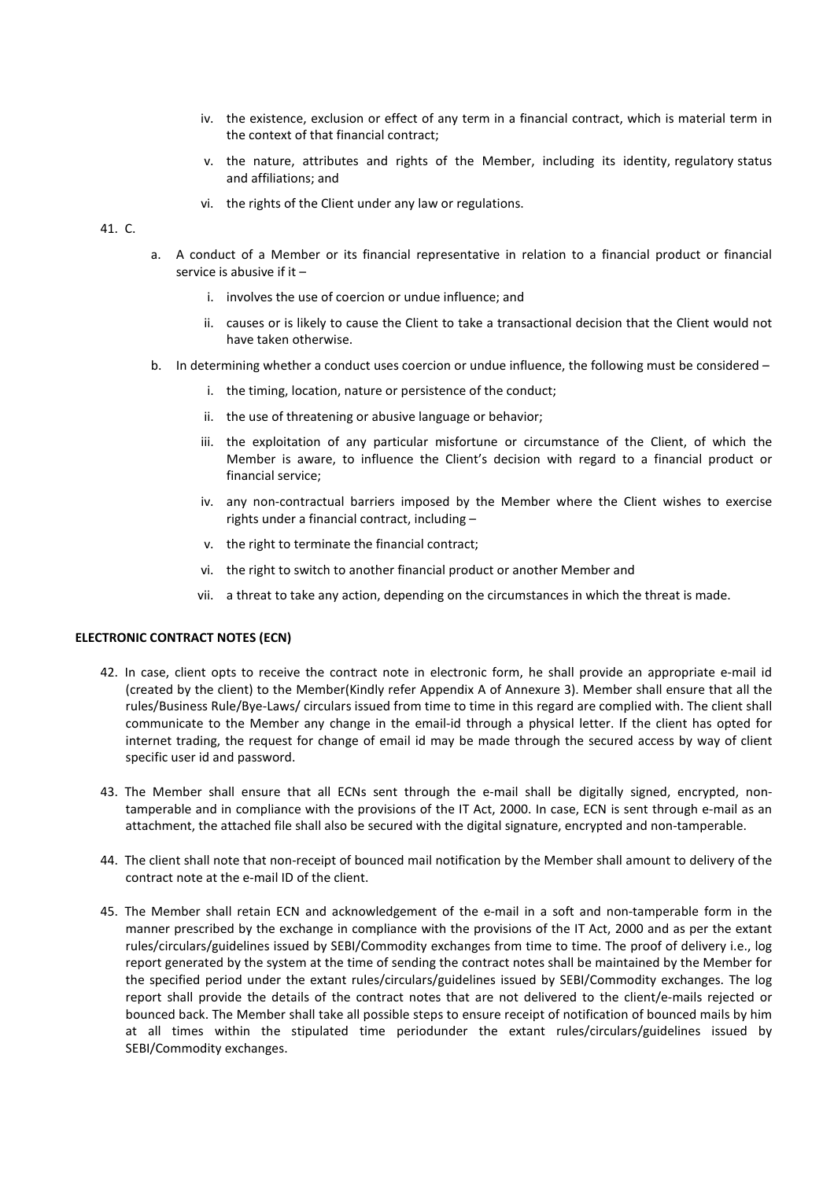iv. the existence, exclusion or effect of any term in a financial contract, which is material term in the context of that financial contract;

v. the nature, attributes and rights of the Member, including its identity, regulatory status and affiliations; and

vi. the rights of the Client under any law or regulations.

41. C.

a. A conduct of a Member or its financial representative in relation to a financial product or financial service is abusive if it –

   i. involves the use of coercion or undue influence; and

   ii. causes or is likely to cause the Client to take a transactional decision that the Client would not have taken otherwise.

b. In determining whether a conduct uses coercion or undue influence, the following must be considered –

   i. the timing, location, nature or persistence of the conduct;

   ii. the use of threatening or abusive language or behavior;

   iii. the exploitation of any particular misfortune or circumstance of the Client, of which the Member is aware, to influence the Client's decision with regard to a financial product or financial service;

   iv. any non-contractual barriers imposed by the Member where the Client wishes to exercise rights under a financial contract, including –

   v. the right to terminate the financial contract;

   vi. the right to switch to another financial product or another Member and

   vii. a threat to take any action, depending on the circumstances in which the threat is made.

**ELECTRONIC CONTRACT NOTES (ECN)**

42. In case, client opts to receive the contract note in electronic form, he shall provide an appropriate e-mail id (created by the client) to the Member(Kindly refer Appendix A of Annexure 3). Member shall ensure that all the rules/Business Rule/Bye-Laws/ circulars issued from time to time in this regard are complied with. The client shall communicate to the Member any change in the email-id through a physical letter. If the client has opted for internet trading, the request for change of email id may be made through the secured access by way of client specific user id and password.

43. The Member shall ensure that all ECNs sent through the e-mail shall be digitally signed, encrypted, non-tamperable and in compliance with the provisions of the IT Act, 2000. In case, ECN is sent through e-mail as an attachment, the attached file shall also be secured with the digital signature, encrypted and non-tamperable.

44. The client shall note that non-receipt of bounced mail notification by the Member shall amount to delivery of the contract note at the e-mail ID of the client.

45. The Member shall retain ECN and acknowledgement of the e-mail in a soft and non-tamperable form in the manner prescribed by the exchange in compliance with the provisions of the IT Act, 2000 and as per the extant rules/circulars/guidelines issued by SEBI/Commodity exchanges from time to time. The proof of delivery i.e., log report generated by the system at the time of sending the contract notes shall be maintained by the Member for the specified period under the extant rules/circulars/guidelines issued by SEBI/Commodity exchanges. The log report shall provide the details of the contract notes that are not delivered to the client/e-mails rejected or bounced back. The Member shall take all possible steps to ensure receipt of notification of bounced mails by him at all times within the stipulated time periodunder the extant rules/circulars/guidelines issued by SEBI/Commodity exchanges.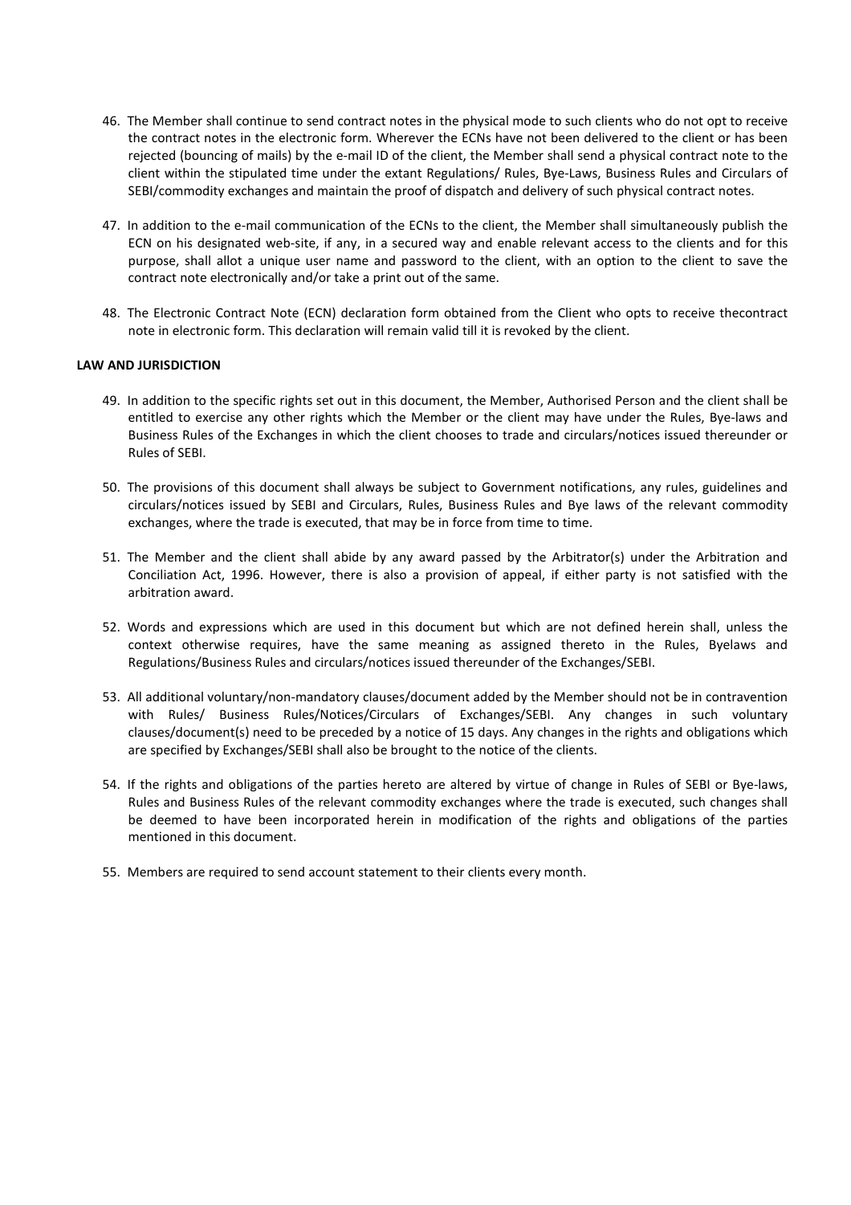46. The Member shall continue to send contract notes in the physical mode to such clients who do not opt to receive the contract notes in the electronic form. Wherever the ECNs have not been delivered to the client or has been rejected (bouncing of mails) by the e-mail ID of the client, the Member shall send a physical contract note to the client within the stipulated time under the extant Regulations/ Rules, Bye-Laws, Business Rules and Circulars of SEBI/commodity exchanges and maintain the proof of dispatch and delivery of such physical contract notes.

47. In addition to the e-mail communication of the ECNs to the client, the Member shall simultaneously publish the ECN on his designated web-site, if any, in a secured way and enable relevant access to the clients and for this purpose, shall allot a unique user name and password to the client, with an option to the client to save the contract note electronically and/or take a print out of the same.

48. The Electronic Contract Note (ECN) declaration form obtained from the Client who opts to receive thecontract note in electronic form. This declaration will remain valid till it is revoked by the client.

**LAW AND JURISDICTION**

49. In addition to the specific rights set out in this document, the Member, Authorised Person and the client shall be entitled to exercise any other rights which the Member or the client may have under the Rules, Bye-laws and Business Rules of the Exchanges in which the client chooses to trade and circulars/notices issued thereunder or Rules of SEBI.

50. The provisions of this document shall always be subject to Government notifications, any rules, guidelines and circulars/notices issued by SEBI and Circulars, Rules, Business Rules and Bye laws of the relevant commodity exchanges, where the trade is executed, that may be in force from time to time.

51. The Member and the client shall abide by any award passed by the Arbitrator(s) under the Arbitration and Conciliation Act, 1996. However, there is also a provision of appeal, if either party is not satisfied with the arbitration award.

52. Words and expressions which are used in this document but which are not defined herein shall, unless the context otherwise requires, have the same meaning as assigned thereto in the Rules, Byelaws and Regulations/Business Rules and circulars/notices issued thereunder of the Exchanges/SEBI.

53. All additional voluntary/non-mandatory clauses/document added by the Member should not be in contravention with Rules/ Business Rules/Notices/Circulars of Exchanges/SEBI. Any changes in such voluntary clauses/document(s) need to be preceded by a notice of 15 days. Any changes in the rights and obligations which are specified by Exchanges/SEBI shall also be brought to the notice of the clients.

54. If the rights and obligations of the parties hereto are altered by virtue of change in Rules of SEBI or Bye-laws, Rules and Business Rules of the relevant commodity exchanges where the trade is executed, such changes shall be deemed to have been incorporated herein in modification of the rights and obligations of the parties mentioned in this document.

55. Members are required to send account statement to their clients every month.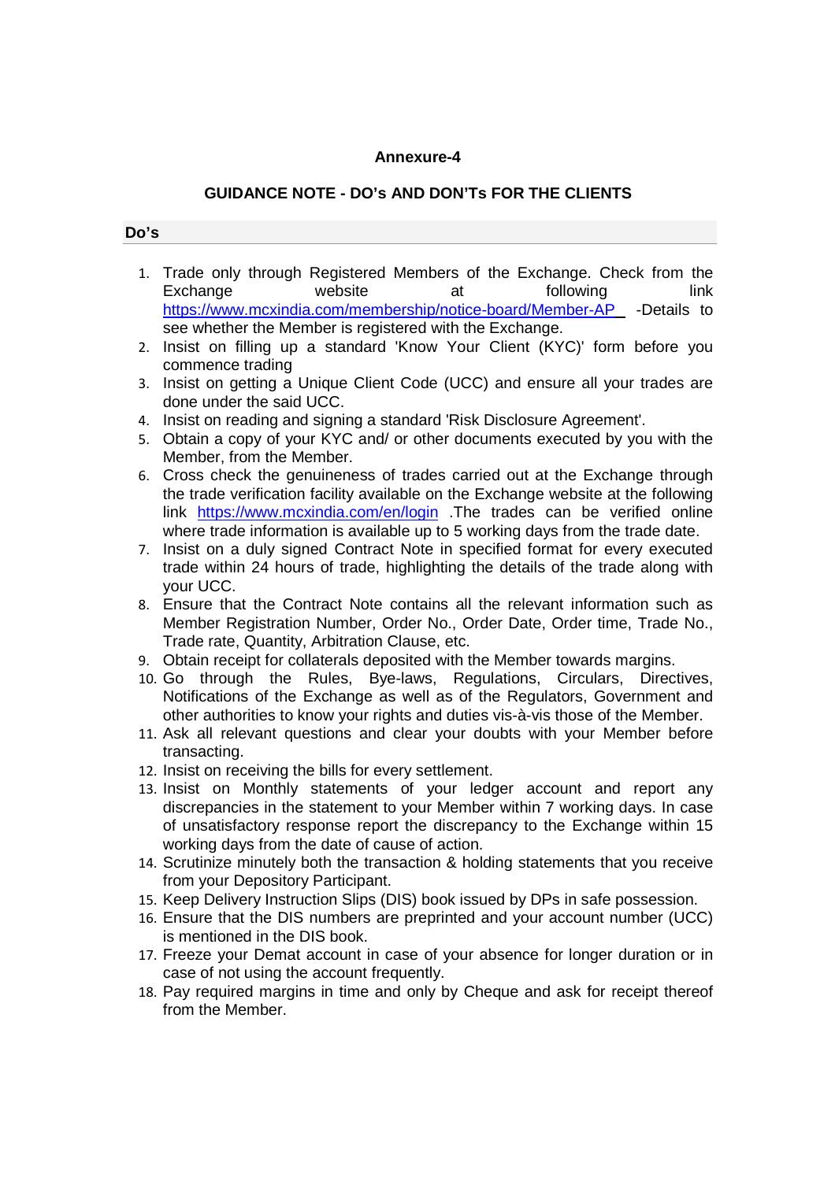**Annexure-4**

**GUIDANCE NOTE - DO's AND DON'Ts FOR THE CLIENTS**

**Do's**

1. Trade only through Registered Members of the Exchange. Check from the Exchange website at following link https://www.mcxindia.com/membership/notice-board/Member-AP -Details to see whether the Member is registered with the Exchange.
2. Insist on filling up a standard 'Know Your Client (KYC)' form before you commence trading
3. Insist on getting a Unique Client Code (UCC) and ensure all your trades are done under the said UCC.
4. Insist on reading and signing a standard 'Risk Disclosure Agreement'.
5. Obtain a copy of your KYC and/ or other documents executed by you with the Member, from the Member.
6. Cross check the genuineness of trades carried out at the Exchange through the trade verification facility available on the Exchange website at the following link https://www.mcxindia.com/en/login .The trades can be verified online where trade information is available up to 5 working days from the trade date.
7. Insist on a duly signed Contract Note in specified format for every executed trade within 24 hours of trade, highlighting the details of the trade along with your UCC.
8. Ensure that the Contract Note contains all the relevant information such as Member Registration Number, Order No., Order Date, Order time, Trade No., Trade rate, Quantity, Arbitration Clause, etc.
9. Obtain receipt for collaterals deposited with the Member towards margins.
10. Go through the Rules, Bye-laws, Regulations, Circulars, Directives, Notifications of the Exchange as well as of the Regulators, Government and other authorities to know your rights and duties vis-à-vis those of the Member.
11. Ask all relevant questions and clear your doubts with your Member before transacting.
12. Insist on receiving the bills for every settlement.
13. Insist on Monthly statements of your ledger account and report any discrepancies in the statement to your Member within 7 working days. In case of unsatisfactory response report the discrepancy to the Exchange within 15 working days from the date of cause of action.
14. Scrutinize minutely both the transaction & holding statements that you receive from your Depository Participant.
15. Keep Delivery Instruction Slips (DIS) book issued by DPs in safe possession.
16. Ensure that the DIS numbers are preprinted and your account number (UCC) is mentioned in the DIS book.
17. Freeze your Demat account in case of your absence for longer duration or in case of not using the account frequently.
18. Pay required margins in time and only by Cheque and ask for receipt thereof from the Member.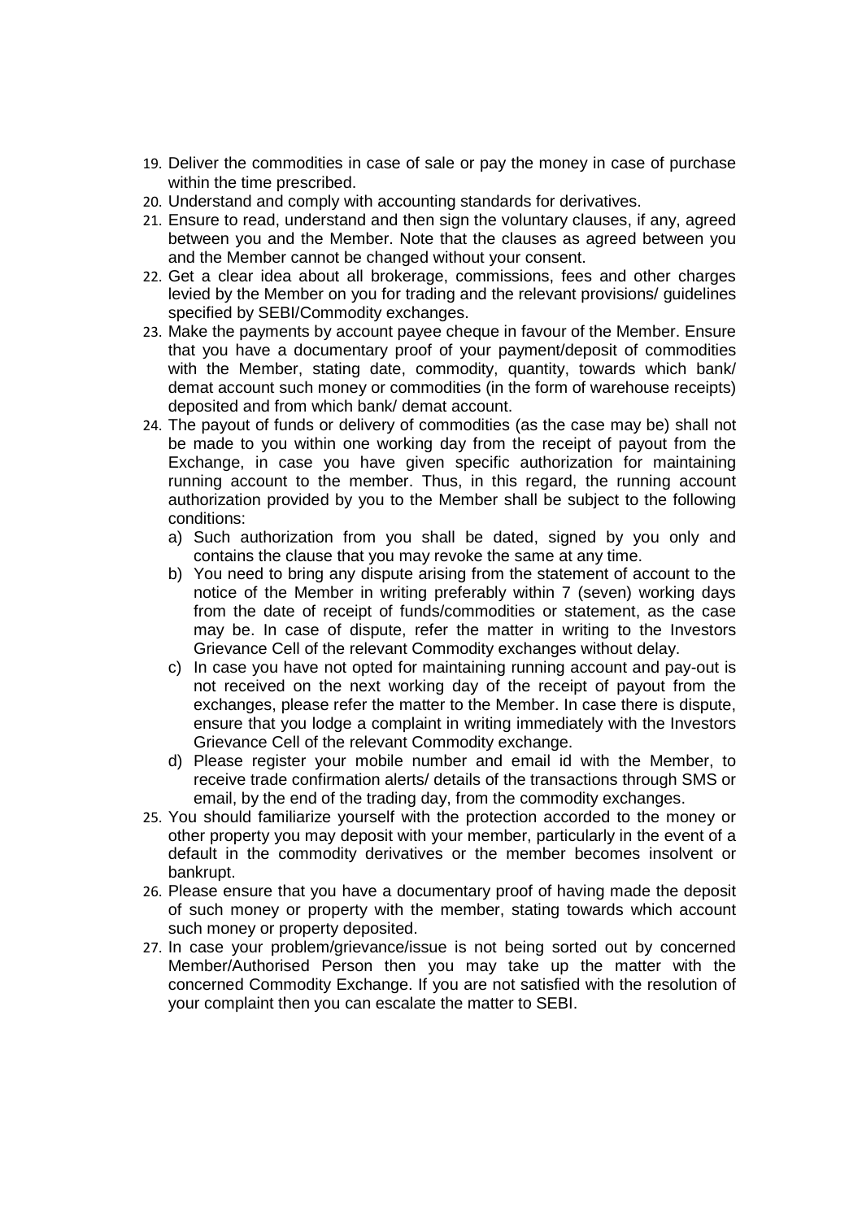19. Deliver the commodities in case of sale or pay the money in case of purchase within the time prescribed.
20. Understand and comply with accounting standards for derivatives.
21. Ensure to read, understand and then sign the voluntary clauses, if any, agreed between you and the Member. Note that the clauses as agreed between you and the Member cannot be changed without your consent.
22. Get a clear idea about all brokerage, commissions, fees and other charges levied by the Member on you for trading and the relevant provisions/ guidelines specified by SEBI/Commodity exchanges.
23. Make the payments by account payee cheque in favour of the Member. Ensure that you have a documentary proof of your payment/deposit of commodities with the Member, stating date, commodity, quantity, towards which bank/ demat account such money or commodities (in the form of warehouse receipts) deposited and from which bank/ demat account.
24. The payout of funds or delivery of commodities (as the case may be) shall not be made to you within one working day from the receipt of payout from the Exchange, in case you have given specific authorization for maintaining running account to the member. Thus, in this regard, the running account authorization provided by you to the Member shall be subject to the following conditions:
    a) Such authorization from you shall be dated, signed by you only and contains the clause that you may revoke the same at any time.
    b) You need to bring any dispute arising from the statement of account to the notice of the Member in writing preferably within 7 (seven) working days from the date of receipt of funds/commodities or statement, as the case may be. In case of dispute, refer the matter in writing to the Investors Grievance Cell of the relevant Commodity exchanges without delay.
    c) In case you have not opted for maintaining running account and pay-out is not received on the next working day of the receipt of payout from the exchanges, please refer the matter to the Member. In case there is dispute, ensure that you lodge a complaint in writing immediately with the Investors Grievance Cell of the relevant Commodity exchange.
    d) Please register your mobile number and email id with the Member, to receive trade confirmation alerts/ details of the transactions through SMS or email, by the end of the trading day, from the commodity exchanges.
25. You should familiarize yourself with the protection accorded to the money or other property you may deposit with your member, particularly in the event of a default in the commodity derivatives or the member becomes insolvent or bankrupt.
26. Please ensure that you have a documentary proof of having made the deposit of such money or property with the member, stating towards which account such money or property deposited.
27. In case your problem/grievance/issue is not being sorted out by concerned Member/Authorised Person then you may take up the matter with the concerned Commodity Exchange. If you are not satisfied with the resolution of your complaint then you can escalate the matter to SEBI.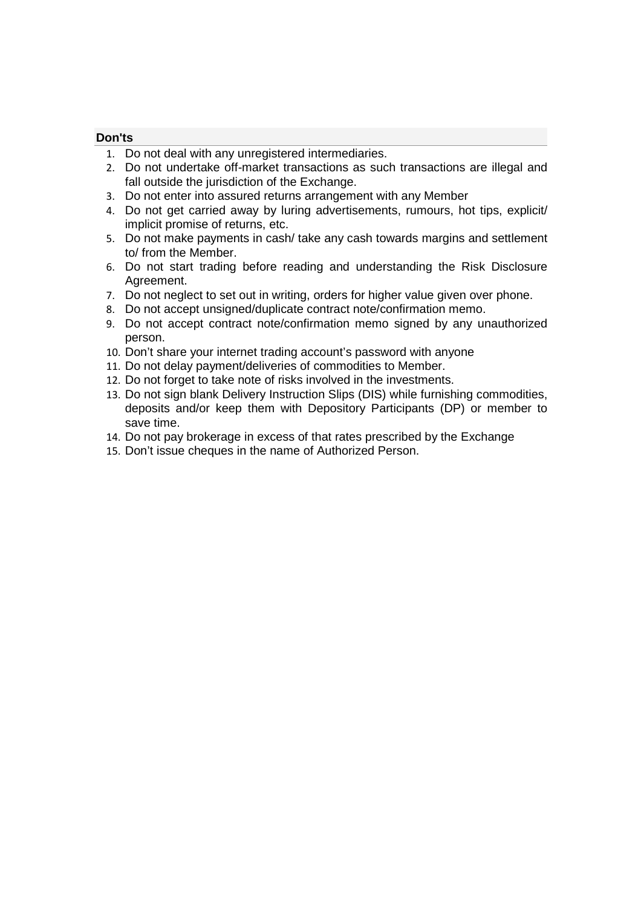**Don'ts**

1. Do not deal with any unregistered intermediaries.
2. Do not undertake off-market transactions as such transactions are illegal and fall outside the jurisdiction of the Exchange.
3. Do not enter into assured returns arrangement with any Member
4. Do not get carried away by luring advertisements, rumours, hot tips, explicit/ implicit promise of returns, etc.
5. Do not make payments in cash/ take any cash towards margins and settlement to/ from the Member.
6. Do not start trading before reading and understanding the Risk Disclosure Agreement.
7. Do not neglect to set out in writing, orders for higher value given over phone.
8. Do not accept unsigned/duplicate contract note/confirmation memo.
9. Do not accept contract note/confirmation memo signed by any unauthorized person.
10. Don’t share your internet trading account’s password with anyone
11. Do not delay payment/deliveries of commodities to Member.
12. Do not forget to take note of risks involved in the investments.
13. Do not sign blank Delivery Instruction Slips (DIS) while furnishing commodities, deposits and/or keep them with Depository Participants (DP) or member to save time.
14. Do not pay brokerage in excess of that rates prescribed by the Exchange
15. Don’t issue cheques in the name of Authorized Person.